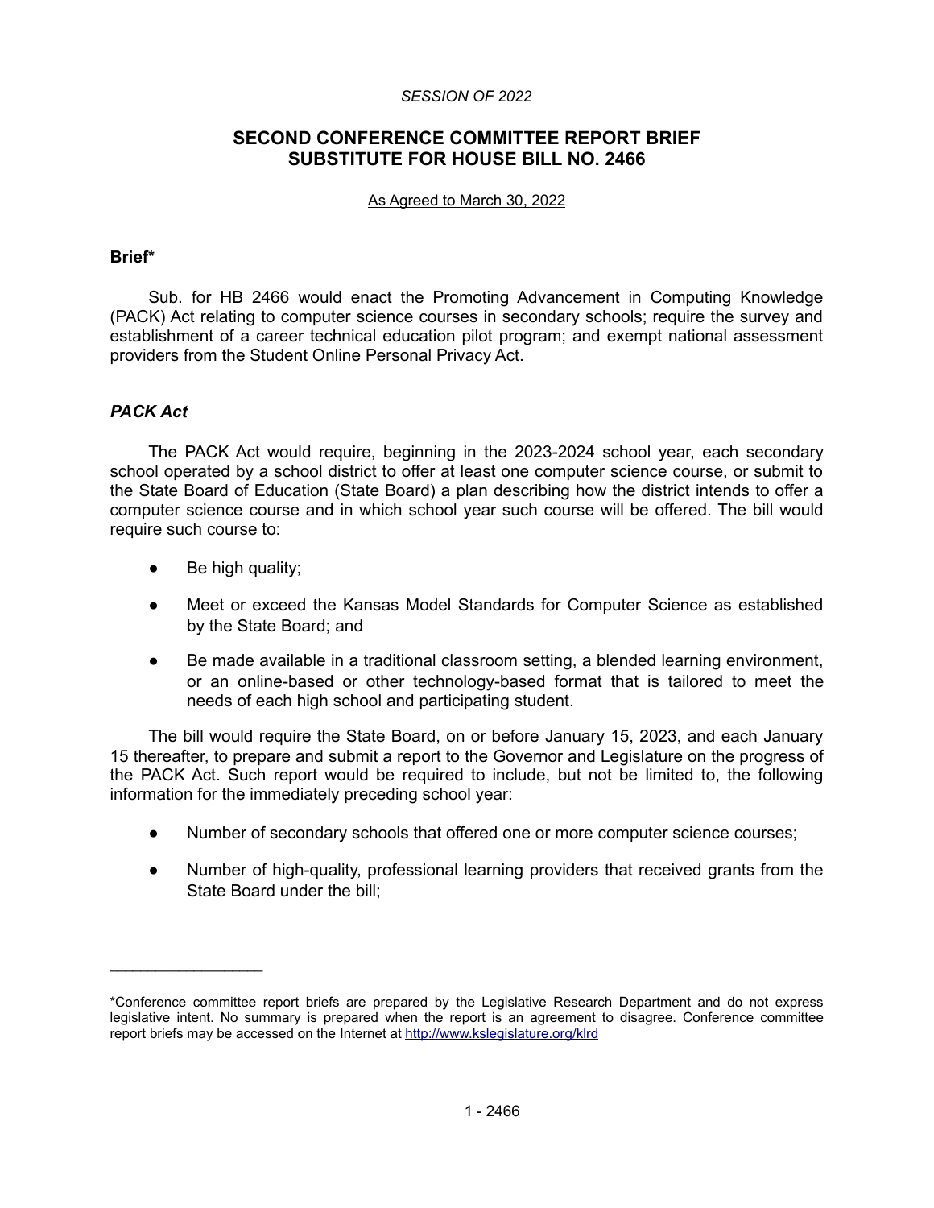*SESSION OF 2022*

# SECOND CONFERENCE COMMITTEE REPORT BRIEF SUBSTITUTE FOR HOUSE BILL NO. 2466

As Agreed to March 30, 2022

## Brief*

Sub. for HB 2466 would enact the Promoting Advancement in Computing Knowledge (PACK) Act relating to computer science courses in secondary schools; require the survey and establishment of a career technical education pilot program; and exempt national assessment providers from the Student Online Personal Privacy Act.

### *PACK Act*

The PACK Act would require, beginning in the 2023-2024 school year, each secondary school operated by a school district to offer at least one computer science course, or submit to the State Board of Education (State Board) a plan describing how the district intends to offer a computer science course and in which school year such course will be offered. The bill would require such course to:

- Be high quality;
- Meet or exceed the Kansas Model Standards for Computer Science as established by the State Board; and
- Be made available in a traditional classroom setting, a blended learning environment, or an online-based or other technology-based format that is tailored to meet the needs of each high school and participating student.

The bill would require the State Board, on or before January 15, 2023, and each January 15 thereafter, to prepare and submit a report to the Governor and Legislature on the progress of the PACK Act. Such report would be required to include, but not be limited to, the following information for the immediately preceding school year:

- Number of secondary schools that offered one or more computer science courses;
- Number of high-quality, professional learning providers that received grants from the State Board under the bill;

---

*Conference committee report briefs are prepared by the Legislative Research Department and do not express legislative intent. No summary is prepared when the report is an agreement to disagree. Conference committee report briefs may be accessed on the Internet at http://www.kslegislature.org/klrd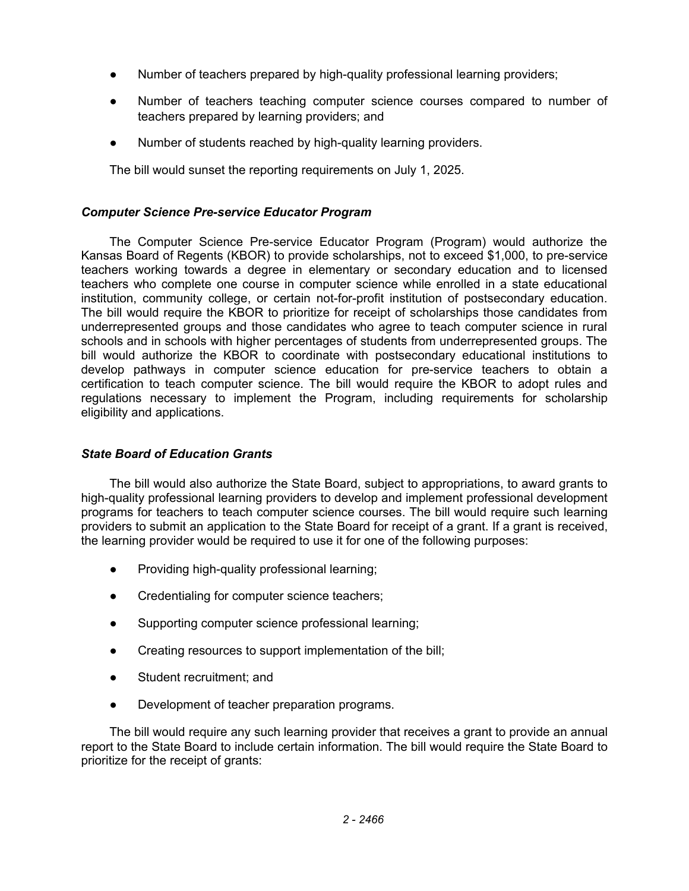- Number of teachers prepared by high-quality professional learning providers;
- Number of teachers teaching computer science courses compared to number of teachers prepared by learning providers; and
- Number of students reached by high-quality learning providers.

The bill would sunset the reporting requirements on July 1, 2025.

### *Computer Science Pre-service Educator Program*

The Computer Science Pre-service Educator Program (Program) would authorize the Kansas Board of Regents (KBOR) to provide scholarships, not to exceed $1,000, to pre-service teachers working towards a degree in elementary or secondary education and to licensed teachers who complete one course in computer science while enrolled in a state educational institution, community college, or certain not-for-profit institution of postsecondary education. The bill would require the KBOR to prioritize for receipt of scholarships those candidates from underrepresented groups and those candidates who agree to teach computer science in rural schools and in schools with higher percentages of students from underrepresented groups. The bill would authorize the KBOR to coordinate with postsecondary educational institutions to develop pathways in computer science education for pre-service teachers to obtain a certification to teach computer science. The bill would require the KBOR to adopt rules and regulations necessary to implement the Program, including requirements for scholarship eligibility and applications.

### *State Board of Education Grants*

The bill would also authorize the State Board, subject to appropriations, to award grants to high-quality professional learning providers to develop and implement professional development programs for teachers to teach computer science courses. The bill would require such learning providers to submit an application to the State Board for receipt of a grant. If a grant is received, the learning provider would be required to use it for one of the following purposes:

- Providing high-quality professional learning;
- Credentialing for computer science teachers;
- Supporting computer science professional learning;
- Creating resources to support implementation of the bill;
- Student recruitment; and
- Development of teacher preparation programs.

The bill would require any such learning provider that receives a grant to provide an annual report to the State Board to include certain information. The bill would require the State Board to prioritize for the receipt of grants: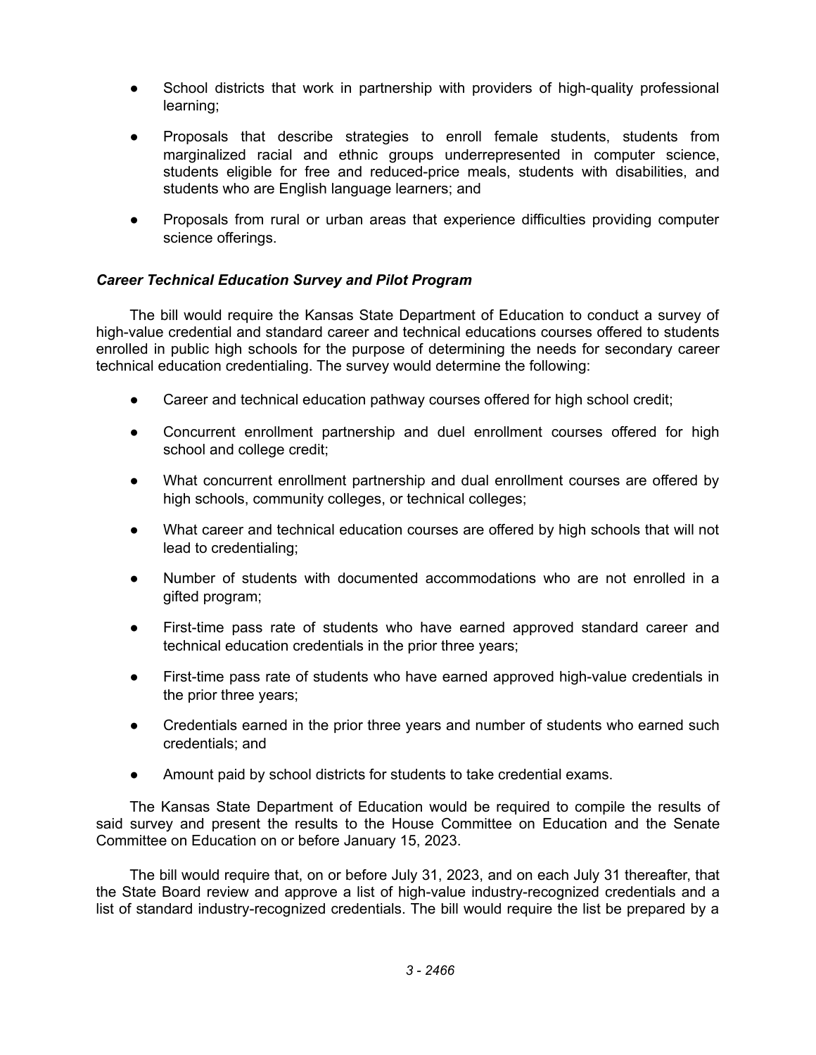- School districts that work in partnership with providers of high-quality professional learning;

- Proposals that describe strategies to enroll female students, students from marginalized racial and ethnic groups underrepresented in computer science, students eligible for free and reduced-price meals, students with disabilities, and students who are English language learners; and

- Proposals from rural or urban areas that experience difficulties providing computer science offerings.

***Career Technical Education Survey and Pilot Program***

The bill would require the Kansas State Department of Education to conduct a survey of high-value credential and standard career and technical educations courses offered to students enrolled in public high schools for the purpose of determining the needs for secondary career technical education credentialing. The survey would determine the following:

- Career and technical education pathway courses offered for high school credit;

- Concurrent enrollment partnership and duel enrollment courses offered for high school and college credit;

- What concurrent enrollment partnership and dual enrollment courses are offered by high schools, community colleges, or technical colleges;

- What career and technical education courses are offered by high schools that will not lead to credentialing;

- Number of students with documented accommodations who are not enrolled in a gifted program;

- First-time pass rate of students who have earned approved standard career and technical education credentials in the prior three years;

- First-time pass rate of students who have earned approved high-value credentials in the prior three years;

- Credentials earned in the prior three years and number of students who earned such credentials; and

- Amount paid by school districts for students to take credential exams.

The Kansas State Department of Education would be required to compile the results of said survey and present the results to the House Committee on Education and the Senate Committee on Education on or before January 15, 2023.

The bill would require that, on or before July 31, 2023, and on each July 31 thereafter, that the State Board review and approve a list of high-value industry-recognized credentials and a list of standard industry-recognized credentials. The bill would require the list be prepared by a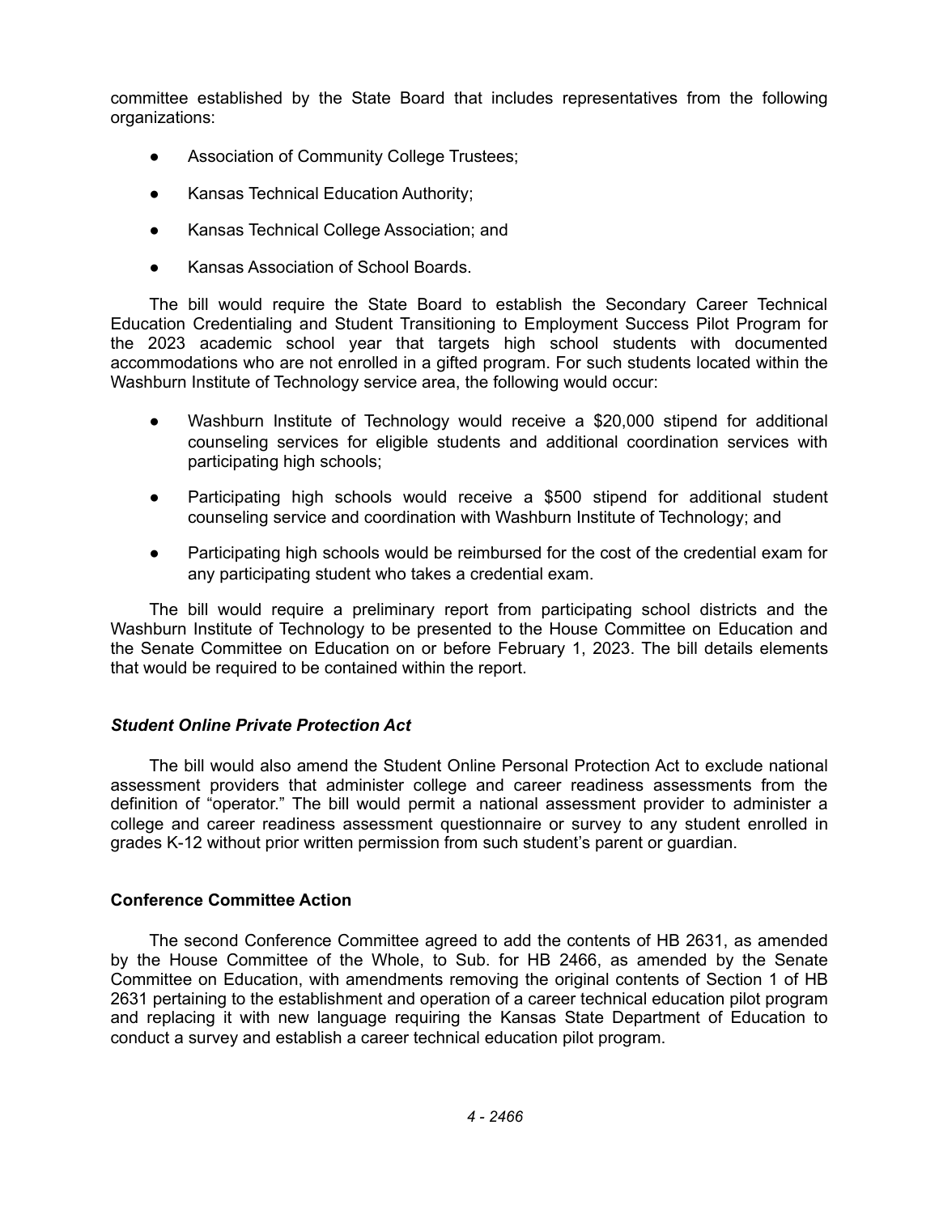committee established by the State Board that includes representatives from the following organizations:

- Association of Community College Trustees;
- Kansas Technical Education Authority;
- Kansas Technical College Association; and
- Kansas Association of School Boards.

The bill would require the State Board to establish the Secondary Career Technical Education Credentialing and Student Transitioning to Employment Success Pilot Program for the 2023 academic school year that targets high school students with documented accommodations who are not enrolled in a gifted program. For such students located within the Washburn Institute of Technology service area, the following would occur:

- Washburn Institute of Technology would receive a $20,000 stipend for additional counseling services for eligible students and additional coordination services with participating high schools;
- Participating high schools would receive a $500 stipend for additional student counseling service and coordination with Washburn Institute of Technology; and
- Participating high schools would be reimbursed for the cost of the credential exam for any participating student who takes a credential exam.

The bill would require a preliminary report from participating school districts and the Washburn Institute of Technology to be presented to the House Committee on Education and the Senate Committee on Education on or before February 1, 2023. The bill details elements that would be required to be contained within the report.

### *Student Online Private Protection Act*

The bill would also amend the Student Online Personal Protection Act to exclude national assessment providers that administer college and career readiness assessments from the definition of "operator." The bill would permit a national assessment provider to administer a college and career readiness assessment questionnaire or survey to any student enrolled in grades K-12 without prior written permission from such student's parent or guardian.

### Conference Committee Action

The second Conference Committee agreed to add the contents of HB 2631, as amended by the House Committee of the Whole, to Sub. for HB 2466, as amended by the Senate Committee on Education, with amendments removing the original contents of Section 1 of HB 2631 pertaining to the establishment and operation of a career technical education pilot program and replacing it with new language requiring the Kansas State Department of Education to conduct a survey and establish a career technical education pilot program.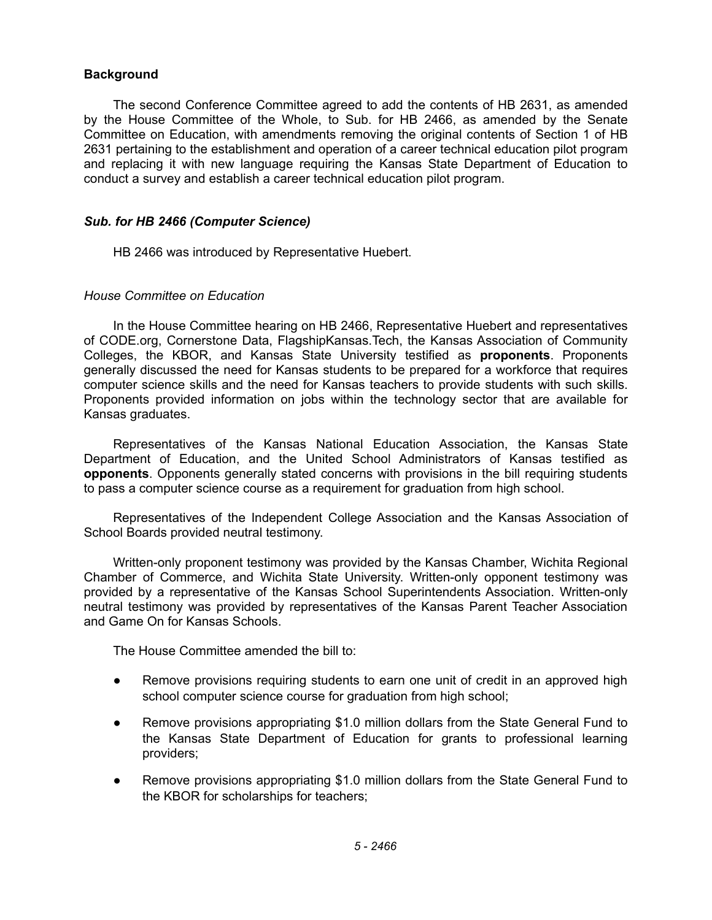**Background**

The second Conference Committee agreed to add the contents of HB 2631, as amended by the House Committee of the Whole, to Sub. for HB 2466, as amended by the Senate Committee on Education, with amendments removing the original contents of Section 1 of HB 2631 pertaining to the establishment and operation of a career technical education pilot program and replacing it with new language requiring the Kansas State Department of Education to conduct a survey and establish a career technical education pilot program.

***Sub. for HB 2466 (Computer Science)***

HB 2466 was introduced by Representative Huebert.

*House Committee on Education*

In the House Committee hearing on HB 2466, Representative Huebert and representatives of CODE.org, Cornerstone Data, FlagshipKansas.Tech, the Kansas Association of Community Colleges, the KBOR, and Kansas State University testified as **proponents**. Proponents generally discussed the need for Kansas students to be prepared for a workforce that requires computer science skills and the need for Kansas teachers to provide students with such skills. Proponents provided information on jobs within the technology sector that are available for Kansas graduates.

Representatives of the Kansas National Education Association, the Kansas State Department of Education, and the United School Administrators of Kansas testified as **opponents**. Opponents generally stated concerns with provisions in the bill requiring students to pass a computer science course as a requirement for graduation from high school.

Representatives of the Independent College Association and the Kansas Association of School Boards provided neutral testimony.

Written-only proponent testimony was provided by the Kansas Chamber, Wichita Regional Chamber of Commerce, and Wichita State University. Written-only opponent testimony was provided by a representative of the Kansas School Superintendents Association. Written-only neutral testimony was provided by representatives of the Kansas Parent Teacher Association and Game On for Kansas Schools.

The House Committee amended the bill to:

- Remove provisions requiring students to earn one unit of credit in an approved high school computer science course for graduation from high school;
- Remove provisions appropriating $1.0 million dollars from the State General Fund to the Kansas State Department of Education for grants to professional learning providers;
- Remove provisions appropriating $1.0 million dollars from the State General Fund to the KBOR for scholarships for teachers;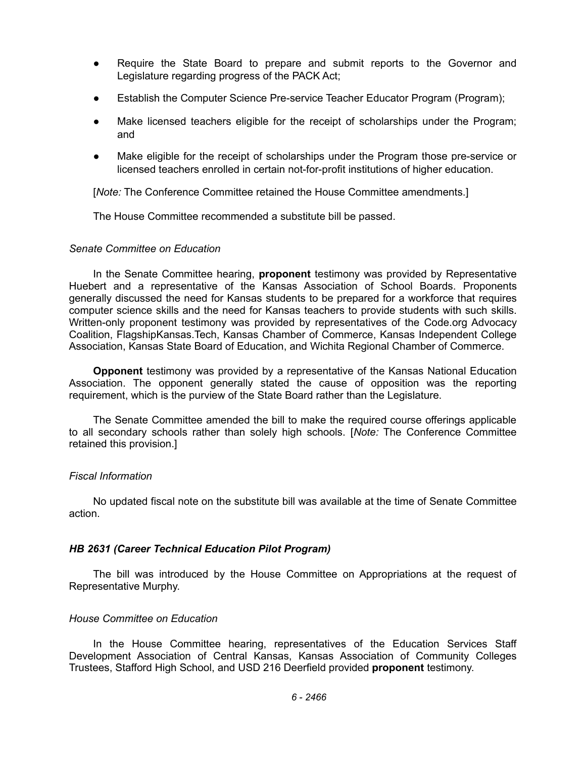- Require the State Board to prepare and submit reports to the Governor and Legislature regarding progress of the PACK Act;
- Establish the Computer Science Pre-service Teacher Educator Program (Program);
- Make licensed teachers eligible for the receipt of scholarships under the Program; and
- Make eligible for the receipt of scholarships under the Program those pre-service or licensed teachers enrolled in certain not-for-profit institutions of higher education.

[*Note:* The Conference Committee retained the House Committee amendments.]

The House Committee recommended a substitute bill be passed.

*Senate Committee on Education*

In the Senate Committee hearing, **proponent** testimony was provided by Representative Huebert and a representative of the Kansas Association of School Boards. Proponents generally discussed the need for Kansas students to be prepared for a workforce that requires computer science skills and the need for Kansas teachers to provide students with such skills. Written-only proponent testimony was provided by representatives of the Code.org Advocacy Coalition, FlagshipKansas.Tech, Kansas Chamber of Commerce, Kansas Independent College Association, Kansas State Board of Education, and Wichita Regional Chamber of Commerce.

**Opponent** testimony was provided by a representative of the Kansas National Education Association. The opponent generally stated the cause of opposition was the reporting requirement, which is the purview of the State Board rather than the Legislature.

The Senate Committee amended the bill to make the required course offerings applicable to all secondary schools rather than solely high schools. [*Note:* The Conference Committee retained this provision.]

*Fiscal Information*

No updated fiscal note on the substitute bill was available at the time of Senate Committee action.

***HB 2631 (Career Technical Education Pilot Program)***

The bill was introduced by the House Committee on Appropriations at the request of Representative Murphy.

*House Committee on Education*

In the House Committee hearing, representatives of the Education Services Staff Development Association of Central Kansas, Kansas Association of Community Colleges Trustees, Stafford High School, and USD 216 Deerfield provided **proponent** testimony.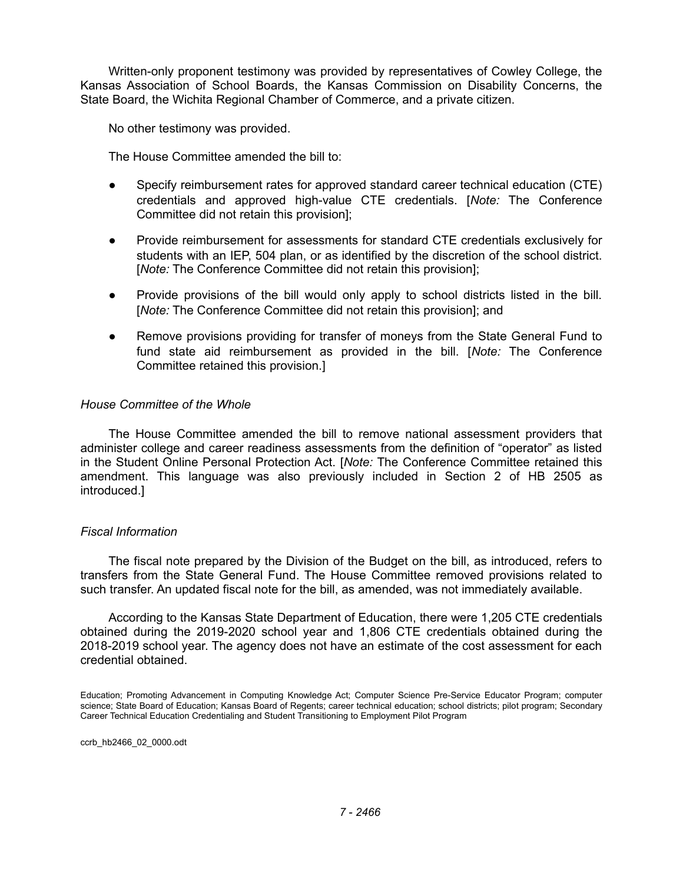Written-only proponent testimony was provided by representatives of Cowley College, the Kansas Association of School Boards, the Kansas Commission on Disability Concerns, the State Board, the Wichita Regional Chamber of Commerce, and a private citizen.

No other testimony was provided.

The House Committee amended the bill to:

- Specify reimbursement rates for approved standard career technical education (CTE) credentials and approved high-value CTE credentials. [*Note:* The Conference Committee did not retain this provision];
- Provide reimbursement for assessments for standard CTE credentials exclusively for students with an IEP, 504 plan, or as identified by the discretion of the school district. [*Note:* The Conference Committee did not retain this provision];
- Provide provisions of the bill would only apply to school districts listed in the bill. [*Note:* The Conference Committee did not retain this provision]; and
- Remove provisions providing for transfer of moneys from the State General Fund to fund state aid reimbursement as provided in the bill. [*Note:* The Conference Committee retained this provision.]

*House Committee of the Whole*

The House Committee amended the bill to remove national assessment providers that administer college and career readiness assessments from the definition of "operator" as listed in the Student Online Personal Protection Act. [*Note:* The Conference Committee retained this amendment. This language was also previously included in Section 2 of HB 2505 as introduced.]

*Fiscal Information*

The fiscal note prepared by the Division of the Budget on the bill, as introduced, refers to transfers from the State General Fund. The House Committee removed provisions related to such transfer. An updated fiscal note for the bill, as amended, was not immediately available.

According to the Kansas State Department of Education, there were 1,205 CTE credentials obtained during the 2019-2020 school year and 1,806 CTE credentials obtained during the 2018-2019 school year. The agency does not have an estimate of the cost assessment for each credential obtained.

Education; Promoting Advancement in Computing Knowledge Act; Computer Science Pre-Service Educator Program; computer science; State Board of Education; Kansas Board of Regents; career technical education; school districts; pilot program; Secondary Career Technical Education Credentialing and Student Transitioning to Employment Pilot Program

ccrb_hb2466_02_0000.odt